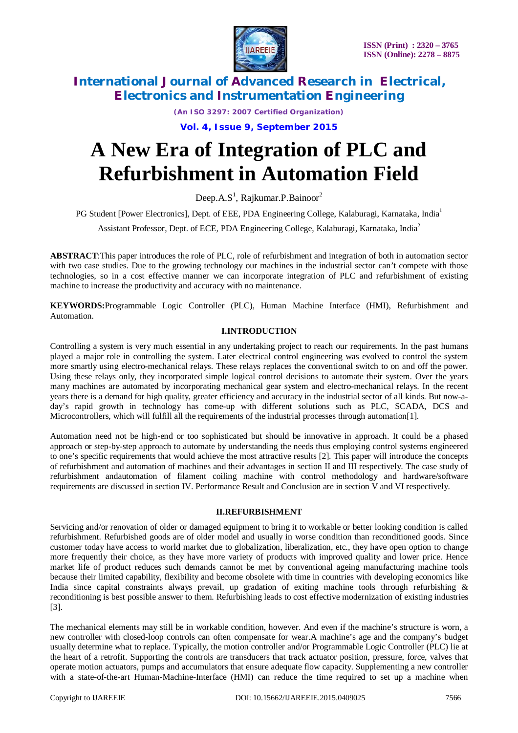# A New Era of Integration of PLC and Refurbishment in Automation Field

Deep.A.S[1], Rajkumar.P.Bainoor[2]

PG Student [Power Electronics], Dept. of EEE, PDA Engineering College, Kalaburagi, Karnataka, India[1]

Assistant Professor, Dept. of ECE, PDA Engineering College, Kalaburagi, Karnataka, India[2]

**ABSTRACT**:This paper introduces the role of PLC, role of refurbishment and integration of both in automation sector with two case studies. Due to the growing technology our machines in the industrial sector can't compete with those technologies, so in a cost effective manner we can incorporate integration of PLC and refurbishment of existing machine to increase the productivity and accuracy with no maintenance.

**KEYWORDS:**Programmable Logic Controller (PLC), Human Machine Interface (HMI), Refurbishment and Automation.

## I.INTRODUCTION

Controlling a system is very much essential in any undertaking project to reach our requirements. In the past humans played a major role in controlling the system. Later electrical control engineering was evolved to control the system more smartly using electro-mechanical relays. These relays replaces the conventional switch to on and off the power. Using these relays only, they incorporated simple logical control decisions to automate their system. Over the years many machines are automated by incorporating mechanical gear system and electro-mechanical relays. In the recent years there is a demand for high quality, greater efficiency and accuracy in the industrial sector of all kinds. But now-a-day's rapid growth in technology has come-up with different solutions such as PLC, SCADA, DCS and Microcontrollers, which will fulfill all the requirements of the industrial processes through automation[1].

Automation need not be high-end or too sophisticated but should be innovative in approach. It could be a phased approach or step-by-step approach to automate by understanding the needs thus employing control systems engineered to one's specific requirements that would achieve the most attractive results [2]. This paper will introduce the concepts of refurbishment and automation of machines and their advantages in section II and III respectively. The case study of refurbishment andautomation of filament coiling machine with control methodology and hardware/software requirements are discussed in section IV. Performance Result and Conclusion are in section V and VI respectively.

## II.REFURBISHMENT

Servicing and/or renovation of older or damaged equipment to bring it to workable or better looking condition is called refurbishment. Refurbished goods are of older model and usually in worse condition than reconditioned goods. Since customer today have access to world market due to globalization, liberalization, etc., they have open option to change more frequently their choice, as they have more variety of products with improved quality and lower price. Hence market life of product reduces such demands cannot be met by conventional ageing manufacturing machine tools because their limited capability, flexibility and become obsolete with time in countries with developing economics like India since capital constraints always prevail, up gradation of exiting machine tools through refurbishing & reconditioning is best possible answer to them. Refurbishing leads to cost effective modernization of existing industries [3].

The mechanical elements may still be in workable condition, however. And even if the machine's structure is worn, a new controller with closed-loop controls can often compensate for wear.A machine's age and the company's budget usually determine what to replace. Typically, the motion controller and/or Programmable Logic Controller (PLC) lie at the heart of a retrofit. Supporting the controls are transducers that track actuator position, pressure, force, valves that operate motion actuators, pumps and accumulators that ensure adequate flow capacity. Supplementing a new controller with a state-of-the-art Human-Machine-Interface (HMI) can reduce the time required to set up a machine when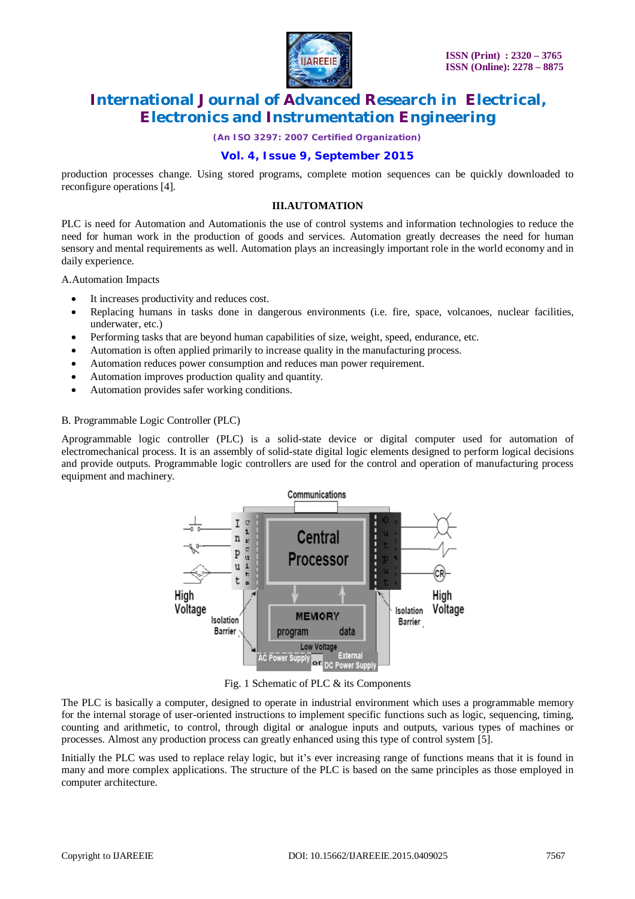production processes change. Using stored programs, complete motion sequences can be quickly downloaded to reconfigure operations [4].

## III.AUTOMATION

PLC is need for Automation and Automationis the use of control systems and information technologies to reduce the need for human work in the production of goods and services. Automation greatly decreases the need for human sensory and mental requirements as well. Automation plays an increasingly important role in the world economy and in daily experience.

A.Automation Impacts

- It increases productivity and reduces cost.
- Replacing humans in tasks done in dangerous environments (i.e. fire, space, volcanoes, nuclear facilities, underwater, etc.)
- Performing tasks that are beyond human capabilities of size, weight, speed, endurance, etc.
- Automation is often applied primarily to increase quality in the manufacturing process.
- Automation reduces power consumption and reduces man power requirement.
- Automation improves production quality and quantity.
- Automation provides safer working conditions.

B. Programmable Logic Controller (PLC)

Aprogrammable logic controller (PLC) is a solid-state device or digital computer used for automation of electromechanical process. It is an assembly of solid-state digital logic elements designed to perform logical decisions and provide outputs. Programmable logic controllers are used for the control and operation of manufacturing process equipment and machinery.

Fig. 1 Schematic of PLC & its Components

The PLC is basically a computer, designed to operate in industrial environment which uses a programmable memory for the internal storage of user-oriented instructions to implement specific functions such as logic, sequencing, timing, counting and arithmetic, to control, through digital or analogue inputs and outputs, various types of machines or processes. Almost any production process can greatly enhanced using this type of control system [5].

Initially the PLC was used to replace relay logic, but it's ever increasing range of functions means that it is found in many and more complex applications. The structure of the PLC is based on the same principles as those employed in computer architecture.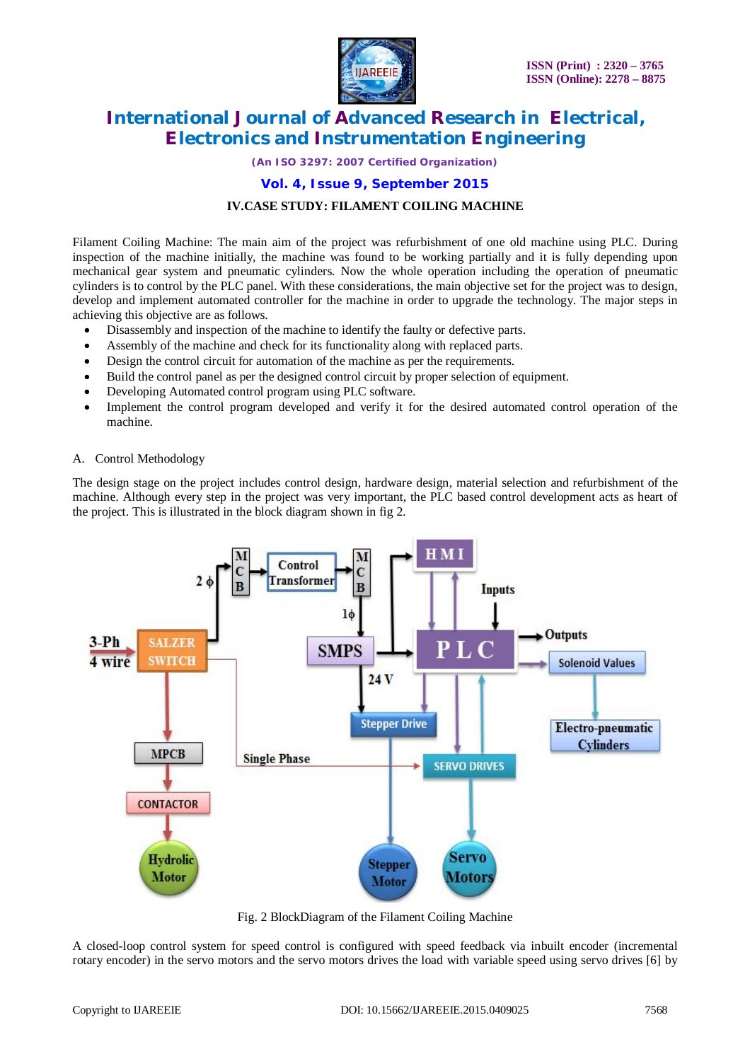### IV.CASE STUDY: FILAMENT COILING MACHINE

Filament Coiling Machine: The main aim of the project was refurbishment of one old machine using PLC. During inspection of the machine initially, the machine was found to be working partially and it is fully depending upon mechanical gear system and pneumatic cylinders. Now the whole operation including the operation of pneumatic cylinders is to control by the PLC panel. With these considerations, the main objective set for the project was to design, develop and implement automated controller for the machine in order to upgrade the technology. The major steps in achieving this objective are as follows.

- Disassembly and inspection of the machine to identify the faulty or defective parts.
- Assembly of the machine and check for its functionality along with replaced parts.
- Design the control circuit for automation of the machine as per the requirements.
- Build the control panel as per the designed control circuit by proper selection of equipment.
- Developing Automated control program using PLC software.
- Implement the control program developed and verify it for the desired automated control operation of the machine.

A. Control Methodology

The design stage on the project includes control design, hardware design, material selection and refurbishment of the machine. Although every step in the project was very important, the PLC based control development acts as heart of the project. This is illustrated in the block diagram shown in fig 2.

Fig. 2 BlockDiagram of the Filament Coiling Machine

A closed-loop control system for speed control is configured with speed feedback via inbuilt encoder (incremental rotary encoder) in the servo motors and the servo motors drives the load with variable speed using servo drives [6] by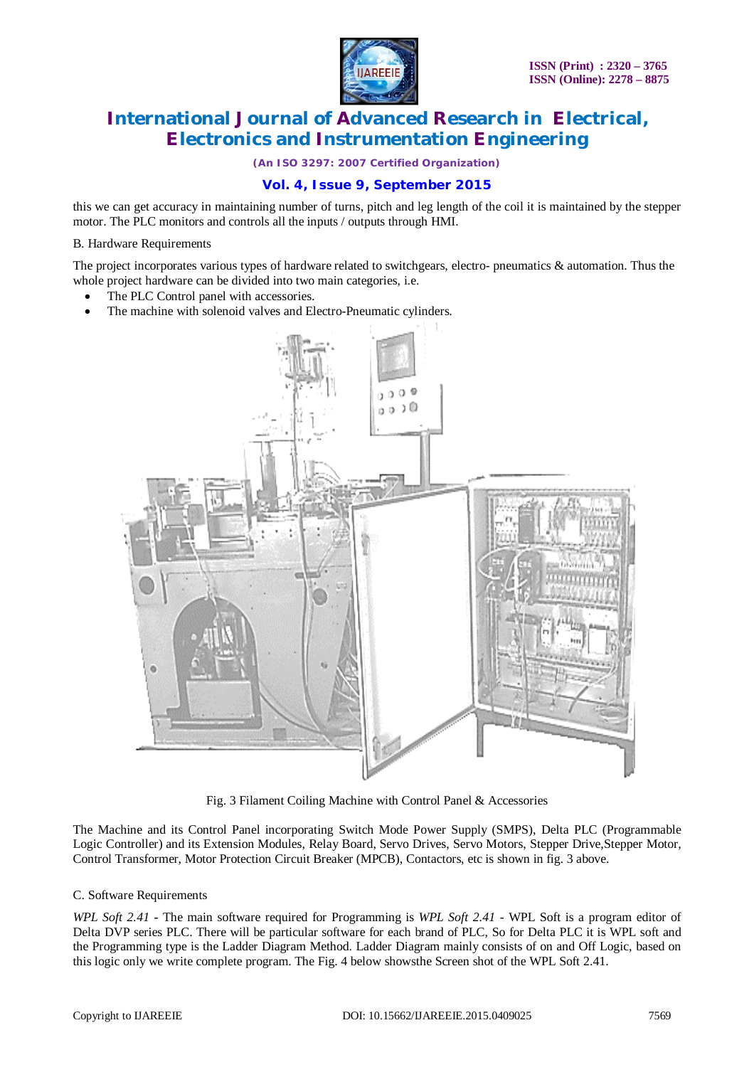this we can get accuracy in maintaining number of turns, pitch and leg length of the coil it is maintained by the stepper motor. The PLC monitors and controls all the inputs / outputs through HMI.

B. Hardware Requirements

The project incorporates various types of hardware related to switchgears, electro- pneumatics & automation. Thus the whole project hardware can be divided into two main categories, i.e.

- The PLC Control panel with accessories.
- The machine with solenoid valves and Electro-Pneumatic cylinders.

Fig. 3 Filament Coiling Machine with Control Panel & Accessories

The Machine and its Control Panel incorporating Switch Mode Power Supply (SMPS), Delta PLC (Programmable Logic Controller) and its Extension Modules, Relay Board, Servo Drives, Servo Motors, Stepper Drive,Stepper Motor, Control Transformer, Motor Protection Circuit Breaker (MPCB), Contactors, etc is shown in fig. 3 above.

C. Software Requirements

*WPL Soft 2.41* - The main software required for Programming is *WPL Soft 2.41* - WPL Soft is a program editor of Delta DVP series PLC. There will be particular software for each brand of PLC, So for Delta PLC it is WPL soft and the Programming type is the Ladder Diagram Method. Ladder Diagram mainly consists of on and Off Logic, based on this logic only we write complete program. The Fig. 4 below showsthe Screen shot of the WPL Soft 2.41.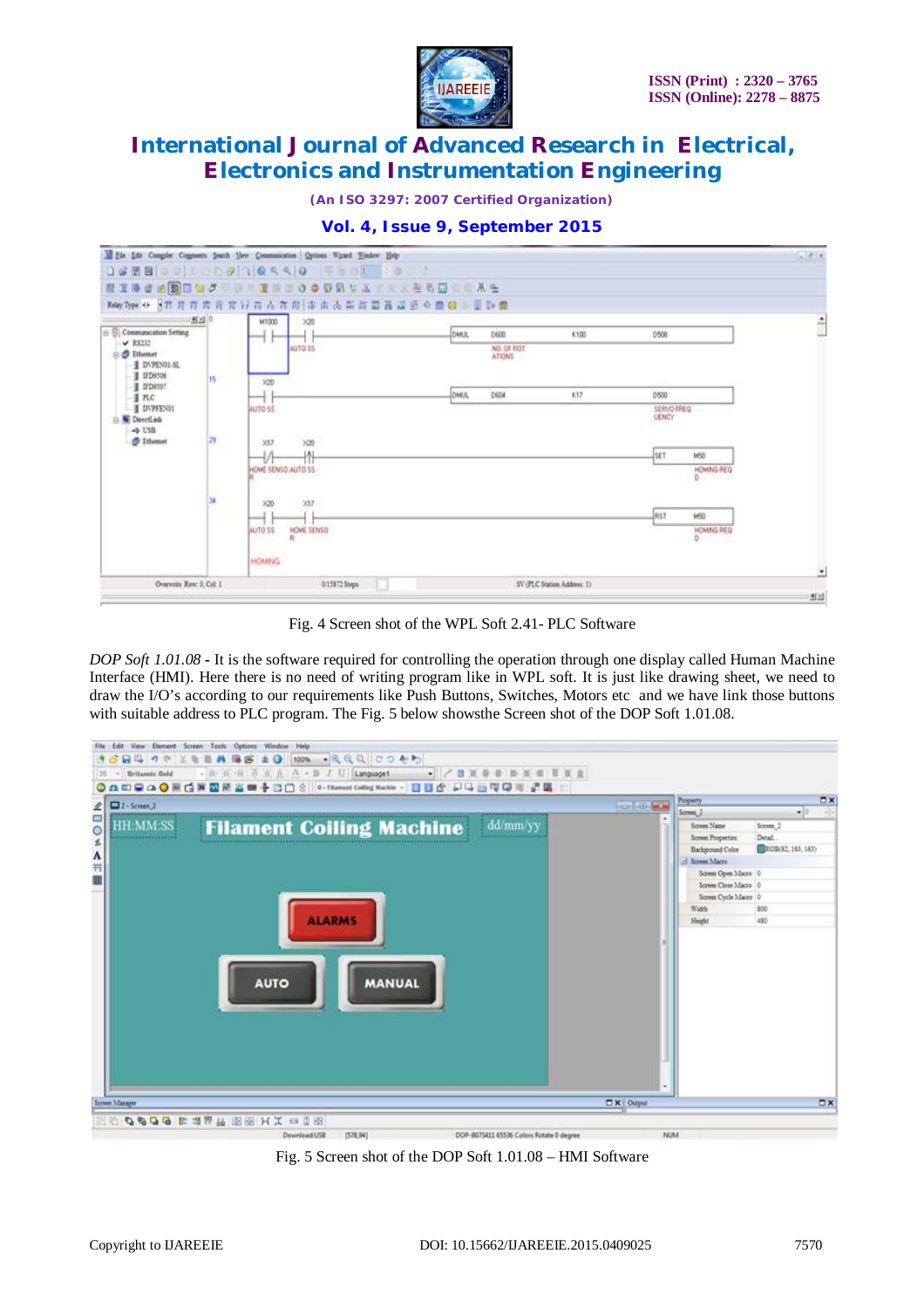Fig. 4 Screen shot of the WPL Soft 2.41- PLC Software

*DOP Soft 1.01.08* - It is the software required for controlling the operation through one display called Human Machine Interface (HMI). Here there is no need of writing program like in WPL soft. It is just like drawing sheet, we need to draw the I/O's according to our requirements like Push Buttons, Switches, Motors etc  and we have link those buttons with suitable address to PLC program. The Fig. 5 below showsthe Screen shot of the DOP Soft 1.01.08.

Fig. 5 Screen shot of the DOP Soft 1.01.08 – HMI Software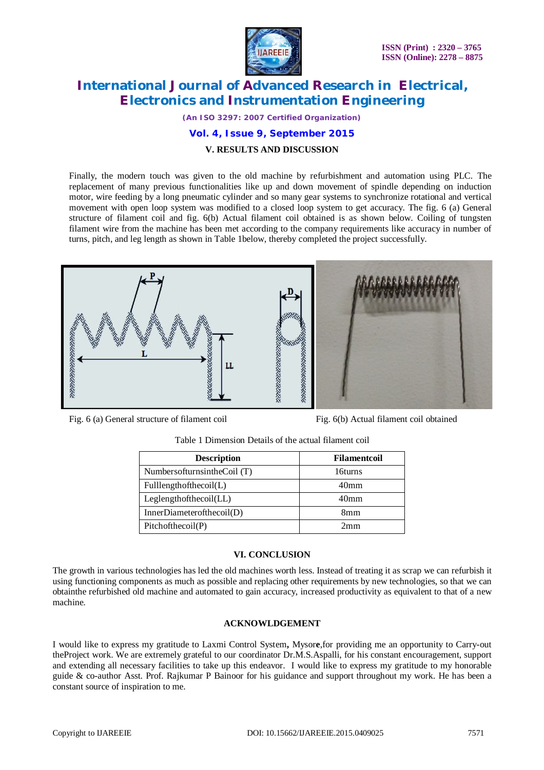## V. RESULTS AND DISCUSSION

Finally, the modern touch was given to the old machine by refurbishment and automation using PLC. The replacement of many previous functionalities like up and down movement of spindle depending on induction motor, wire feeding by a long pneumatic cylinder and so many gear systems to synchronize rotational and vertical movement with open loop system was modified to a closed loop system to get accuracy. The fig. 6 (a) General structure of filament coil and fig. 6(b) Actual filament coil obtained is as shown below. Coiling of tungsten filament wire from the machine has been met according to the company requirements like accuracy in number of turns, pitch, and leg length as shown in Table 1below, thereby completed the project successfully.

Fig. 6 (a) General structure of filament coil

Fig. 6(b) Actual filament coil obtained

Table 1 Dimension Details of the actual filament coil

| Description | Filamentcoil |
|---|---|
| NumbersofturnsintheCoil (T) | 16turns |
| Fulllengthofthecoil(L) | 40mm |
| Leglengthofthecoil(LL) | 40mm |
| InnerDiameterofthecoil(D) | 8mm |
| Pitchofthecoil(P) | 2mm |

## VI. CONCLUSION

The growth in various technologies has led the old machines worth less. Instead of treating it as scrap we can refurbish it using functioning components as much as possible and replacing other requirements by new technologies, so that we can obtainthe refurbished old machine and automated to gain accuracy, increased productivity as equivalent to that of a new machine.

## ACKNOWLDGEMENT

I would like to express my gratitude to Laxmi Control System**,** Mysor**e**,for providing me an opportunity to Carry-out theProject work. We are extremely grateful to our coordinator Dr.M.S.Aspalli, for his constant encouragement, support and extending all necessary facilities to take up this endeavor. I would like to express my gratitude to my honorable guide & co-author Asst. Prof. Rajkumar P Bainoor for his guidance and support throughout my work. He has been a constant source of inspiration to me.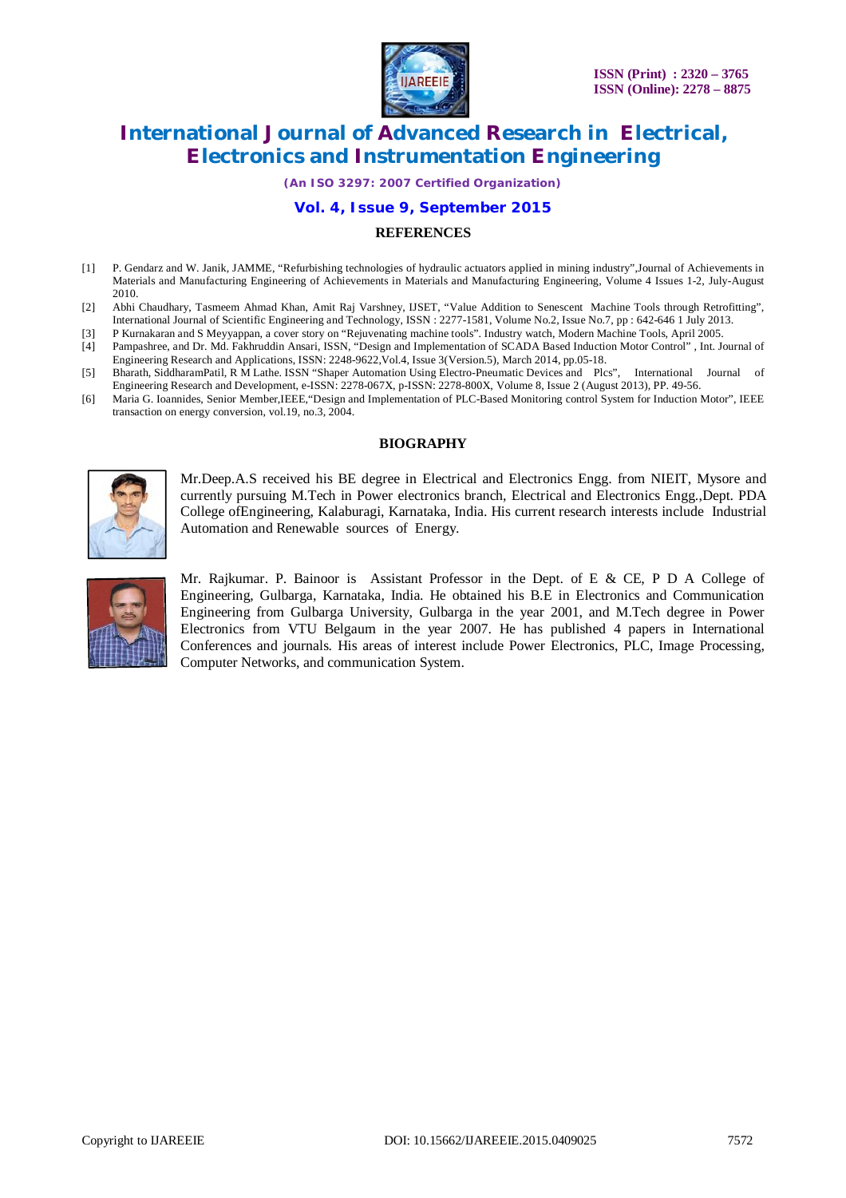## REFERENCES

[1] P. Gendarz and W. Janik, JAMME, "Refurbishing technologies of hydraulic actuators applied in mining industry",Journal of Achievements in Materials and Manufacturing Engineering of Achievements in Materials and Manufacturing Engineering, Volume 4 Issues 1-2, July-August 2010.

[2] Abhi Chaudhary, Tasmeem Ahmad Khan, Amit Raj Varshney, IJSET, "Value Addition to Senescent Machine Tools through Retrofitting", International Journal of Scientific Engineering and Technology, ISSN : 2277-1581, Volume No.2, Issue No.7, pp : 642-646 1 July 2013.

[3] P Kurnakaran and S Meyyappan, a cover story on "Rejuvenating machine tools". Industry watch, Modern Machine Tools, April 2005.

[4] Pampashree, and Dr. Md. Fakhruddin Ansari, ISSN, "Design and Implementation of SCADA Based Induction Motor Control" , Int. Journal of Engineering Research and Applications, ISSN: 2248-9622,Vol.4, Issue 3(Version.5), March 2014, pp.05-18.

[5] Bharath, SiddharamPatil, R M Lathe. ISSN "Shaper Automation Using Electro-Pneumatic Devices and Plcs", International Journal of Engineering Research and Development, e-ISSN: 2278-067X, p-ISSN: 2278-800X, Volume 8, Issue 2 (August 2013), PP. 49-56.

[6] Maria G. Ioannides, Senior Member,IEEE,"Design and Implementation of PLC-Based Monitoring control System for Induction Motor", IEEE transaction on energy conversion, vol.19, no.3, 2004.

## BIOGRAPHY

Mr.Deep.A.S received his BE degree in Electrical and Electronics Engg. from NIEIT, Mysore and currently pursuing M.Tech in Power electronics branch, Electrical and Electronics Engg.,Dept. PDA College ofEngineering, Kalaburagi, Karnataka, India. His current research interests include Industrial Automation and Renewable sources of Energy.

Mr. Rajkumar. P. Bainoor is Assistant Professor in the Dept. of E & CE, P D A College of Engineering, Gulbarga, Karnataka, India. He obtained his B.E in Electronics and Communication Engineering from Gulbarga University, Gulbarga in the year 2001, and M.Tech degree in Power Electronics from VTU Belgaum in the year 2007. He has published 4 papers in International Conferences and journals. His areas of interest include Power Electronics, PLC, Image Processing, Computer Networks, and communication System.